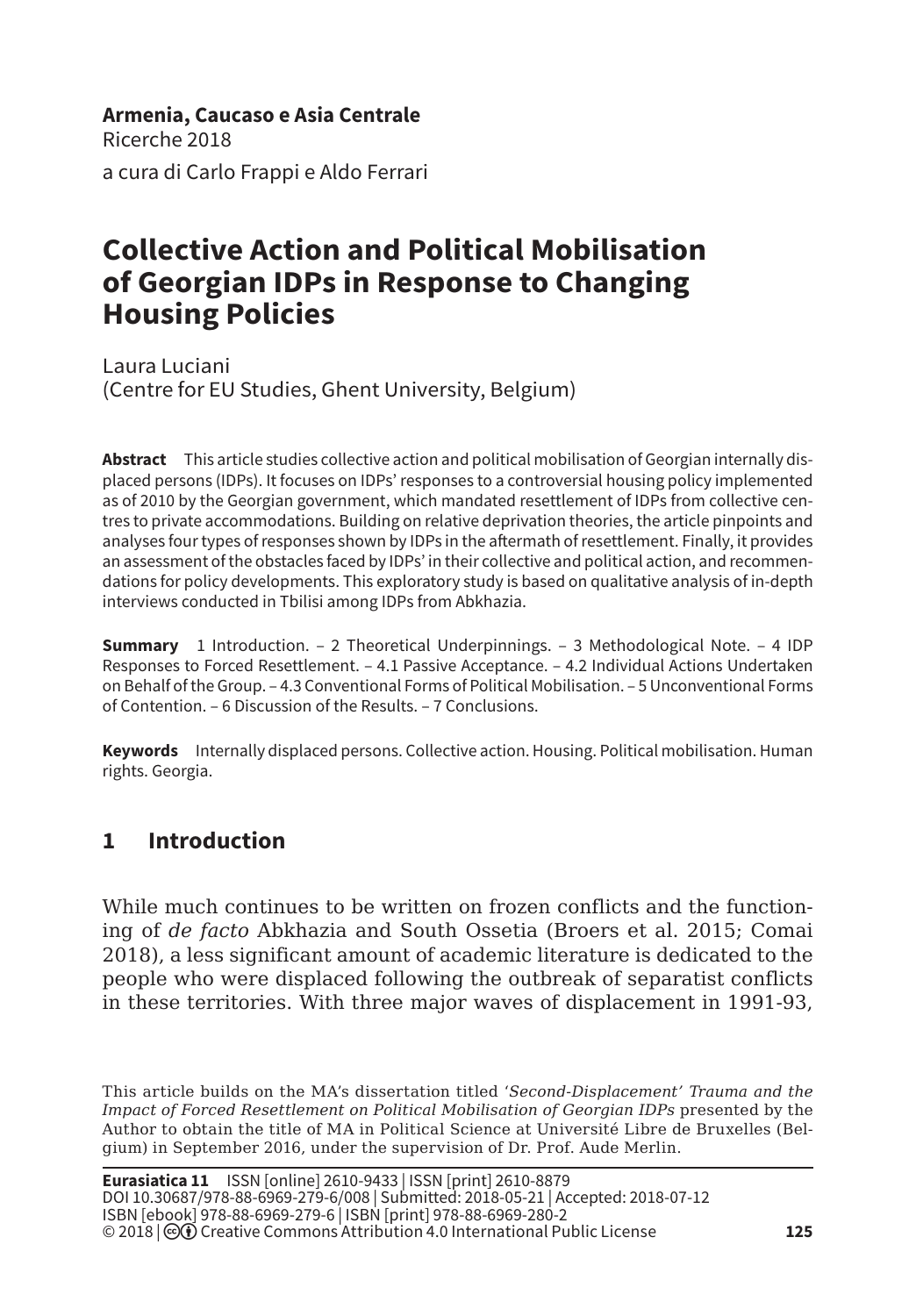**Armenia, Caucaso e Asia Centrale**
Ricerche 2018
a cura di Carlo Frappi e Aldo Ferrari

# Collective Action and Political Mobilisation of Georgian IDPs in Response to Changing Housing Policies

Laura Luciani
(Centre for EU Studies, Ghent University, Belgium)

**Abstract** This article studies collective action and political mobilisation of Georgian internally displaced persons (IDPs). It focuses on IDPs' responses to a controversial housing policy implemented as of 2010 by the Georgian government, which mandated resettlement of IDPs from collective centres to private accommodations. Building on relative deprivation theories, the article pinpoints and analyses four types of responses shown by IDPs in the aftermath of resettlement. Finally, it provides an assessment of the obstacles faced by IDPs' in their collective and political action, and recommendations for policy developments. This exploratory study is based on qualitative analysis of in-depth interviews conducted in Tbilisi among IDPs from Abkhazia.

**Summary** 1 Introduction. – 2 Theoretical Underpinnings. – 3 Methodological Note. – 4 IDP Responses to Forced Resettlement. – 4.1 Passive Acceptance. – 4.2 Individual Actions Undertaken on Behalf of the Group. – 4.3 Conventional Forms of Political Mobilisation. – 5 Unconventional Forms of Contention. – 6 Discussion of the Results. – 7 Conclusions.

**Keywords** Internally displaced persons. Collective action. Housing. Political mobilisation. Human rights. Georgia.

## 1 Introduction

While much continues to be written on frozen conflicts and the functioning of *de facto* Abkhazia and South Ossetia (Broers et al. 2015; Comai 2018), a less significant amount of academic literature is dedicated to the people who were displaced following the outbreak of separatist conflicts in these territories. With three major waves of displacement in 1991-93,

This article builds on the MA's dissertation titled '*Second-Displacement' Trauma and the Impact of Forced Resettlement on Political Mobilisation of Georgian IDPs* presented by the Author to obtain the title of MA in Political Science at Université Libre de Bruxelles (Belgium) in September 2016, under the supervision of Dr. Prof. Aude Merlin.

**Eurasiatica 11** ISSN [online] 2610-9433 | ISSN [print] 2610-8879
DOI 10.30687/978-88-6969-279-6/008 | Submitted: 2018-05-21 | Accepted: 2018-07-12
ISBN [ebook] 978-88-6969-279-6 | ISBN [print] 978-88-6969-280-2
© 2018 | Creative Commons Attribution 4.0 International Public License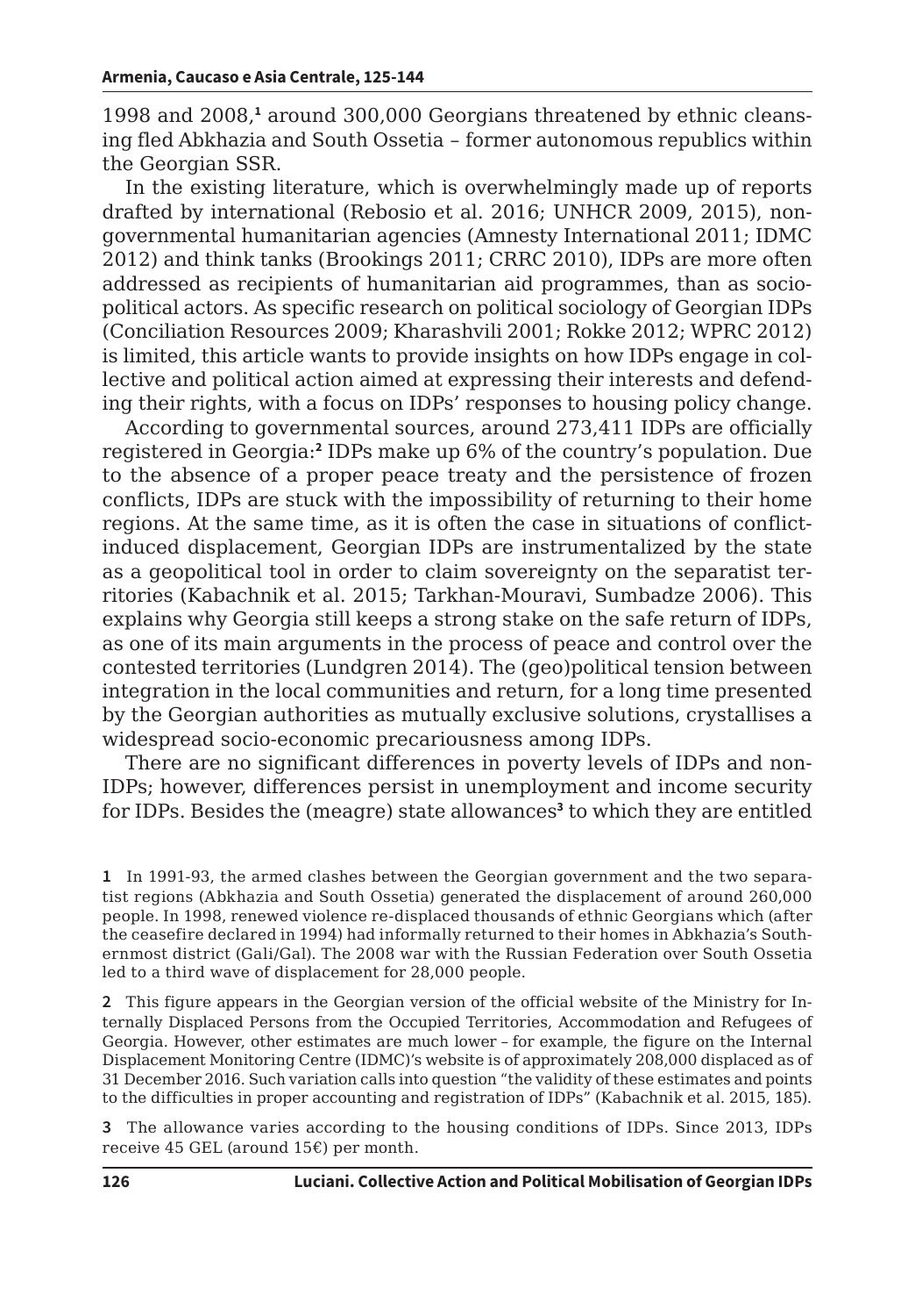1998 and 2008,[1] around 300,000 Georgians threatened by ethnic cleansing fled Abkhazia and South Ossetia – former autonomous republics within the Georgian SSR.

In the existing literature, which is overwhelmingly made up of reports drafted by international (Rebosio et al. 2016; UNHCR 2009, 2015), non-governmental humanitarian agencies (Amnesty International 2011; IDMC 2012) and think tanks (Brookings 2011; CRRC 2010), IDPs are more often addressed as recipients of humanitarian aid programmes, than as socio-political actors. As specific research on political sociology of Georgian IDPs (Conciliation Resources 2009; Kharashvili 2001; Rokke 2012; WPRC 2012) is limited, this article wants to provide insights on how IDPs engage in collective and political action aimed at expressing their interests and defending their rights, with a focus on IDPs' responses to housing policy change.

According to governmental sources, around 273,411 IDPs are officially registered in Georgia:[2] IDPs make up 6% of the country's population. Due to the absence of a proper peace treaty and the persistence of frozen conflicts, IDPs are stuck with the impossibility of returning to their home regions. At the same time, as it is often the case in situations of conflict-induced displacement, Georgian IDPs are instrumentalized by the state as a geopolitical tool in order to claim sovereignty on the separatist territories (Kabachnik et al. 2015; Tarkhan-Mouravi, Sumbadze 2006). This explains why Georgia still keeps a strong stake on the safe return of IDPs, as one of its main arguments in the process of peace and control over the contested territories (Lundgren 2014). The (geo)political tension between integration in the local communities and return, for a long time presented by the Georgian authorities as mutually exclusive solutions, crystallises a widespread socio-economic precariousness among IDPs.

There are no significant differences in poverty levels of IDPs and non-IDPs; however, differences persist in unemployment and income security for IDPs. Besides the (meagre) state allowances[3] to which they are entitled

[1] In 1991-93, the armed clashes between the Georgian government and the two separatist regions (Abkhazia and South Ossetia) generated the displacement of around 260,000 people. In 1998, renewed violence re-displaced thousands of ethnic Georgians which (after the ceasefire declared in 1994) had informally returned to their homes in Abkhazia's Southernmost district (Gali/Gal). The 2008 war with the Russian Federation over South Ossetia led to a third wave of displacement for 28,000 people.

[2] This figure appears in the Georgian version of the official website of the Ministry for Internally Displaced Persons from the Occupied Territories, Accommodation and Refugees of Georgia. However, other estimates are much lower – for example, the figure on the Internal Displacement Monitoring Centre (IDMC)'s website is of approximately 208,000 displaced as of 31 December 2016. Such variation calls into question "the validity of these estimates and points to the difficulties in proper accounting and registration of IDPs" (Kabachnik et al. 2015, 185).

[3] The allowance varies according to the housing conditions of IDPs. Since 2013, IDPs receive 45 GEL (around 15€) per month.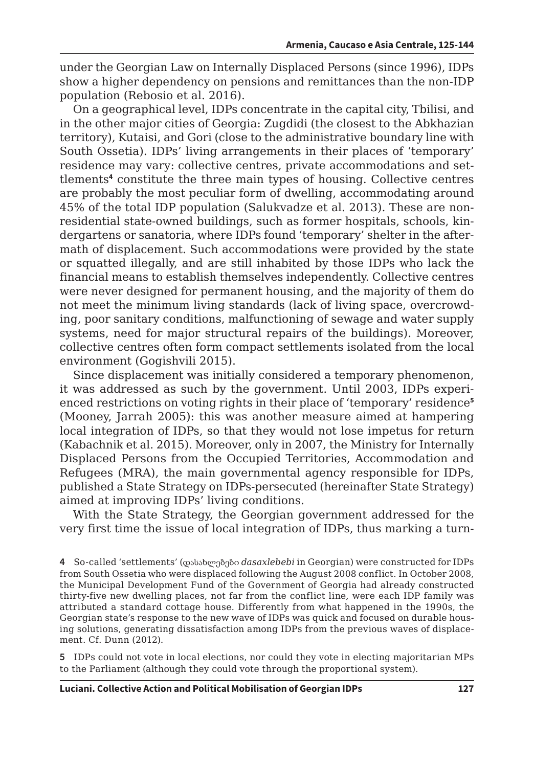under the Georgian Law on Internally Displaced Persons (since 1996), IDPs show a higher dependency on pensions and remittances than the non-IDP population (Rebosio et al. 2016).

On a geographical level, IDPs concentrate in the capital city, Tbilisi, and in the other major cities of Georgia: Zugdidi (the closest to the Abkhazian territory), Kutaisi, and Gori (close to the administrative boundary line with South Ossetia). IDPs' living arrangements in their places of 'temporary' residence may vary: collective centres, private accommodations and settlements[4] constitute the three main types of housing. Collective centres are probably the most peculiar form of dwelling, accommodating around 45% of the total IDP population (Salukvadze et al. 2013). These are non-residential state-owned buildings, such as former hospitals, schools, kindergartens or sanatoria, where IDPs found 'temporary' shelter in the aftermath of displacement. Such accommodations were provided by the state or squatted illegally, and are still inhabited by those IDPs who lack the financial means to establish themselves independently. Collective centres were never designed for permanent housing, and the majority of them do not meet the minimum living standards (lack of living space, overcrowding, poor sanitary conditions, malfunctioning of sewage and water supply systems, need for major structural repairs of the buildings). Moreover, collective centres often form compact settlements isolated from the local environment (Gogishvili 2015).

Since displacement was initially considered a temporary phenomenon, it was addressed as such by the government. Until 2003, IDPs experienced restrictions on voting rights in their place of 'temporary' residence[5] (Mooney, Jarrah 2005): this was another measure aimed at hampering local integration of IDPs, so that they would not lose impetus for return (Kabachnik et al. 2015). Moreover, only in 2007, the Ministry for Internally Displaced Persons from the Occupied Territories, Accommodation and Refugees (MRA), the main governmental agency responsible for IDPs, published a State Strategy on IDPs-persecuted (hereinafter State Strategy) aimed at improving IDPs' living conditions.

With the State Strategy, the Georgian government addressed for the very first time the issue of local integration of IDPs, thus marking a turn-

**4** So-called 'settlements' (დასახლებები *dasaxlebebi* in Georgian) were constructed for IDPs from South Ossetia who were displaced following the August 2008 conflict. In October 2008, the Municipal Development Fund of the Government of Georgia had already constructed thirty-five new dwelling places, not far from the conflict line, were each IDP family was attributed a standard cottage house. Differently from what happened in the 1990s, the Georgian state's response to the new wave of IDPs was quick and focused on durable housing solutions, generating dissatisfaction among IDPs from the previous waves of displacement. Cf. Dunn (2012).

**5** IDPs could not vote in local elections, nor could they vote in electing majoritarian MPs to the Parliament (although they could vote through the proportional system).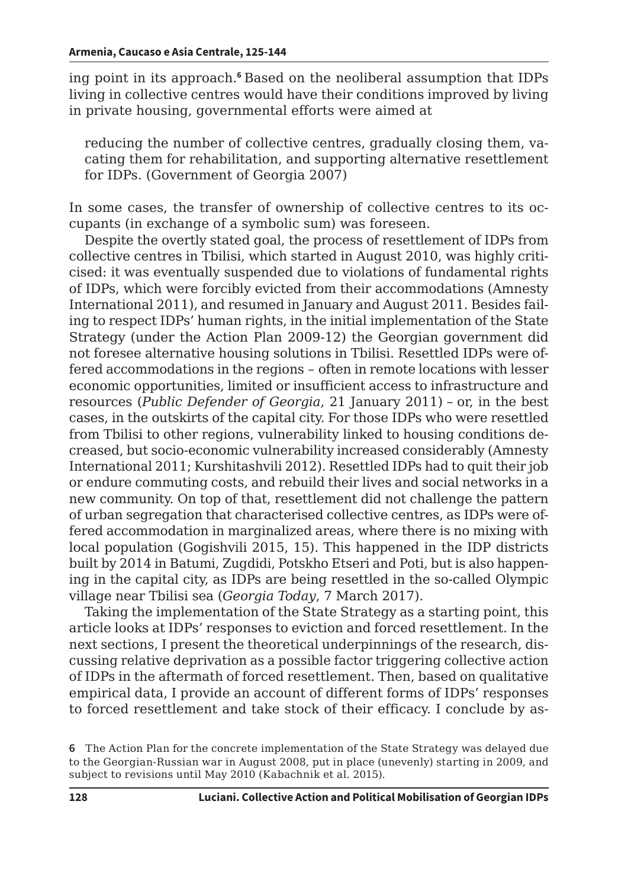ing point in its approach.[6] Based on the neoliberal assumption that IDPs living in collective centres would have their conditions improved by living in private housing, governmental efforts were aimed at

> reducing the number of collective centres, gradually closing them, vacating them for rehabilitation, and supporting alternative resettlement for IDPs. (Government of Georgia 2007)

In some cases, the transfer of ownership of collective centres to its occupants (in exchange of a symbolic sum) was foreseen.

Despite the overtly stated goal, the process of resettlement of IDPs from collective centres in Tbilisi, which started in August 2010, was highly criticised: it was eventually suspended due to violations of fundamental rights of IDPs, which were forcibly evicted from their accommodations (Amnesty International 2011), and resumed in January and August 2011. Besides failing to respect IDPs' human rights, in the initial implementation of the State Strategy (under the Action Plan 2009-12) the Georgian government did not foresee alternative housing solutions in Tbilisi. Resettled IDPs were offered accommodations in the regions – often in remote locations with lesser economic opportunities, limited or insufficient access to infrastructure and resources (*Public Defender of Georgia*, 21 January 2011) – or, in the best cases, in the outskirts of the capital city. For those IDPs who were resettled from Tbilisi to other regions, vulnerability linked to housing conditions decreased, but socio-economic vulnerability increased considerably (Amnesty International 2011; Kurshitashvili 2012). Resettled IDPs had to quit their job or endure commuting costs, and rebuild their lives and social networks in a new community. On top of that, resettlement did not challenge the pattern of urban segregation that characterised collective centres, as IDPs were offered accommodation in marginalized areas, where there is no mixing with local population (Gogishvili 2015, 15). This happened in the IDP districts built by 2014 in Batumi, Zugdidi, Potskho Etseri and Poti, but is also happening in the capital city, as IDPs are being resettled in the so-called Olympic village near Tbilisi sea (*Georgia Today*, 7 March 2017).

Taking the implementation of the State Strategy as a starting point, this article looks at IDPs' responses to eviction and forced resettlement. In the next sections, I present the theoretical underpinnings of the research, discussing relative deprivation as a possible factor triggering collective action of IDPs in the aftermath of forced resettlement. Then, based on qualitative empirical data, I provide an account of different forms of IDPs' responses to forced resettlement and take stock of their efficacy. I conclude by as-

6 The Action Plan for the concrete implementation of the State Strategy was delayed due to the Georgian-Russian war in August 2008, put in place (unevenly) starting in 2009, and subject to revisions until May 2010 (Kabachnik et al. 2015).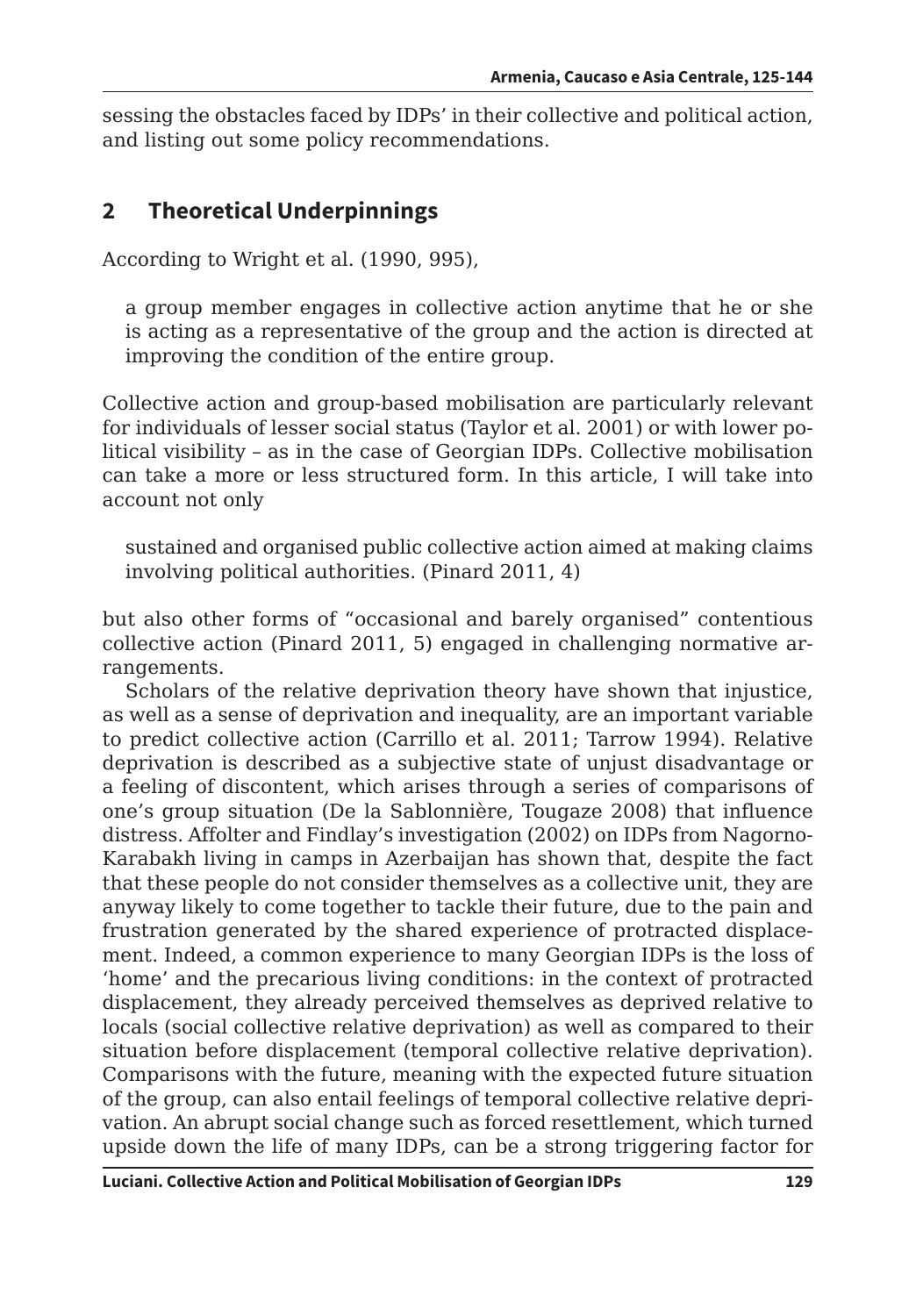sessing the obstacles faced by IDPs' in their collective and political action, and listing out some policy recommendations.

## 2 Theoretical Underpinnings

According to Wright et al. (1990, 995),

> a group member engages in collective action anytime that he or she is acting as a representative of the group and the action is directed at improving the condition of the entire group.

Collective action and group-based mobilisation are particularly relevant for individuals of lesser social status (Taylor et al. 2001) or with lower political visibility – as in the case of Georgian IDPs. Collective mobilisation can take a more or less structured form. In this article, I will take into account not only

> sustained and organised public collective action aimed at making claims involving political authorities. (Pinard 2011, 4)

but also other forms of "occasional and barely organised" contentious collective action (Pinard 2011, 5) engaged in challenging normative arrangements.

Scholars of the relative deprivation theory have shown that injustice, as well as a sense of deprivation and inequality, are an important variable to predict collective action (Carrillo et al. 2011; Tarrow 1994). Relative deprivation is described as a subjective state of unjust disadvantage or a feeling of discontent, which arises through a series of comparisons of one's group situation (De la Sablonnière, Tougaze 2008) that influence distress. Affolter and Findlay's investigation (2002) on IDPs from Nagorno-Karabakh living in camps in Azerbaijan has shown that, despite the fact that these people do not consider themselves as a collective unit, they are anyway likely to come together to tackle their future, due to the pain and frustration generated by the shared experience of protracted displacement. Indeed, a common experience to many Georgian IDPs is the loss of 'home' and the precarious living conditions: in the context of protracted displacement, they already perceived themselves as deprived relative to locals (social collective relative deprivation) as well as compared to their situation before displacement (temporal collective relative deprivation). Comparisons with the future, meaning with the expected future situation of the group, can also entail feelings of temporal collective relative deprivation. An abrupt social change such as forced resettlement, which turned upside down the life of many IDPs, can be a strong triggering factor for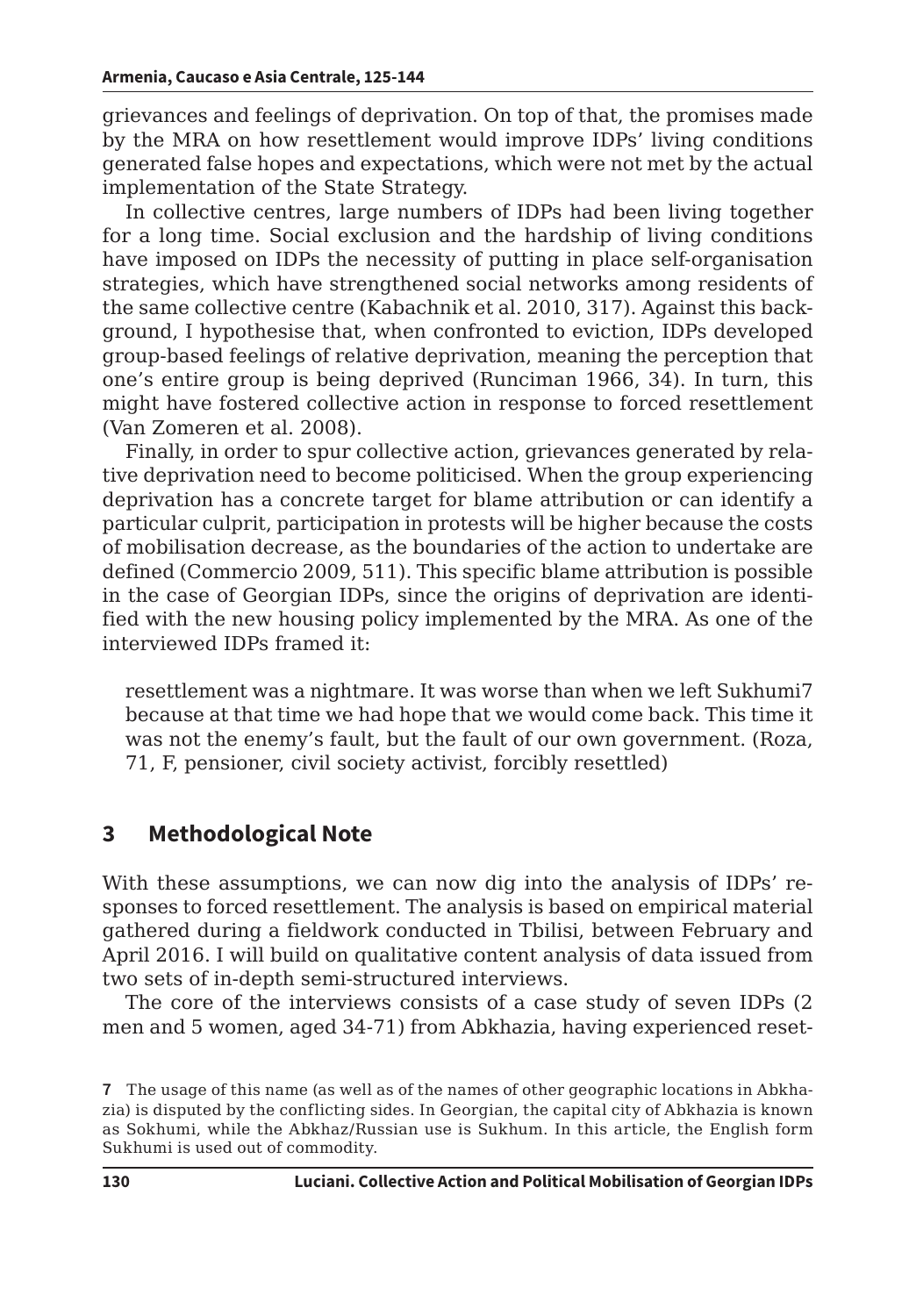grievances and feelings of deprivation. On top of that, the promises made by the MRA on how resettlement would improve IDPs' living conditions generated false hopes and expectations, which were not met by the actual implementation of the State Strategy.

In collective centres, large numbers of IDPs had been living together for a long time. Social exclusion and the hardship of living conditions have imposed on IDPs the necessity of putting in place self-organisation strategies, which have strengthened social networks among residents of the same collective centre (Kabachnik et al. 2010, 317). Against this background, I hypothesise that, when confronted to eviction, IDPs developed group-based feelings of relative deprivation, meaning the perception that one's entire group is being deprived (Runciman 1966, 34). In turn, this might have fostered collective action in response to forced resettlement (Van Zomeren et al. 2008).

Finally, in order to spur collective action, grievances generated by relative deprivation need to become politicised. When the group experiencing deprivation has a concrete target for blame attribution or can identify a particular culprit, participation in protests will be higher because the costs of mobilisation decrease, as the boundaries of the action to undertake are defined (Commercio 2009, 511). This specific blame attribution is possible in the case of Georgian IDPs, since the origins of deprivation are identified with the new housing policy implemented by the MRA. As one of the interviewed IDPs framed it:

> resettlement was a nightmare. It was worse than when we left Sukhumi[7] because at that time we had hope that we would come back. This time it was not the enemy's fault, but the fault of our own government. (Roza, 71, F, pensioner, civil society activist, forcibly resettled)

## 3 Methodological Note

With these assumptions, we can now dig into the analysis of IDPs' responses to forced resettlement. The analysis is based on empirical material gathered during a fieldwork conducted in Tbilisi, between February and April 2016. I will build on qualitative content analysis of data issued from two sets of in-depth semi-structured interviews.

The core of the interviews consists of a case study of seven IDPs (2 men and 5 women, aged 34-71) from Abkhazia, having experienced reset-

[7] The usage of this name (as well as of the names of other geographic locations in Abkhazia) is disputed by the conflicting sides. In Georgian, the capital city of Abkhazia is known as Sokhumi, while the Abkhaz/Russian use is Sukhum. In this article, the English form Sukhumi is used out of commodity.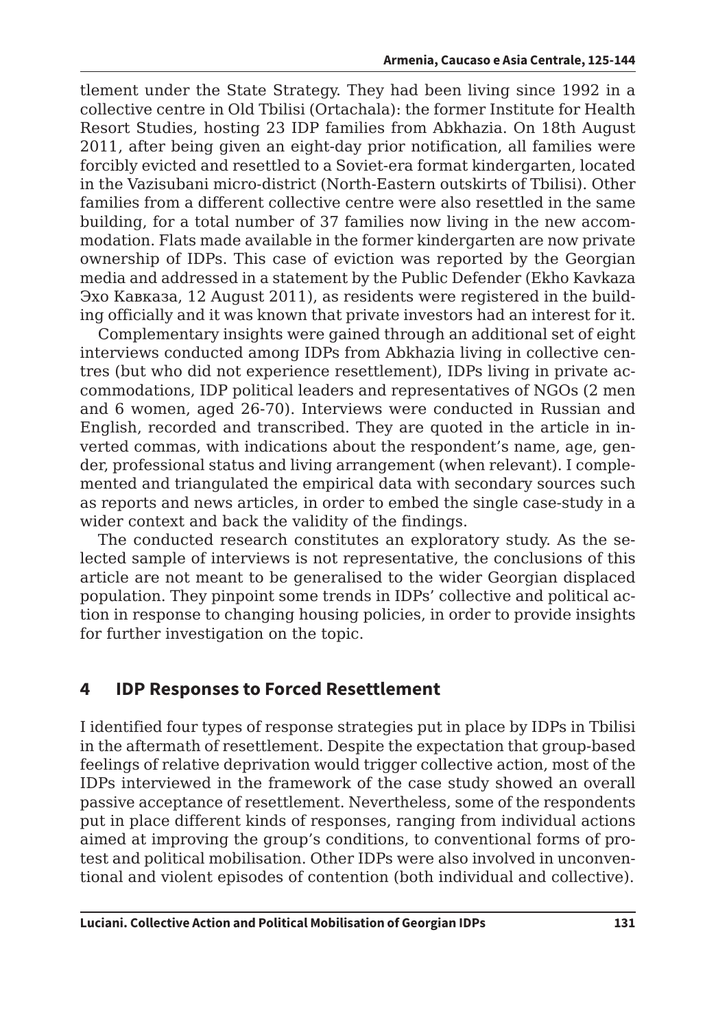tlement under the State Strategy. They had been living since 1992 in a collective centre in Old Tbilisi (Ortachala): the former Institute for Health Resort Studies, hosting 23 IDP families from Abkhazia. On 18th August 2011, after being given an eight-day prior notification, all families were forcibly evicted and resettled to a Soviet-era format kindergarten, located in the Vazisubani micro-district (North-Eastern outskirts of Tbilisi). Other families from a different collective centre were also resettled in the same building, for a total number of 37 families now living in the new accommodation. Flats made available in the former kindergarten are now private ownership of IDPs. This case of eviction was reported by the Georgian media and addressed in a statement by the Public Defender (Ekho Kavkaza Эхо Кавказа, 12 August 2011), as residents were registered in the building officially and it was known that private investors had an interest for it.

Complementary insights were gained through an additional set of eight interviews conducted among IDPs from Abkhazia living in collective centres (but who did not experience resettlement), IDPs living in private accommodations, IDP political leaders and representatives of NGOs (2 men and 6 women, aged 26-70). Interviews were conducted in Russian and English, recorded and transcribed. They are quoted in the article in inverted commas, with indications about the respondent's name, age, gender, professional status and living arrangement (when relevant). I complemented and triangulated the empirical data with secondary sources such as reports and news articles, in order to embed the single case-study in a wider context and back the validity of the findings.

The conducted research constitutes an exploratory study. As the selected sample of interviews is not representative, the conclusions of this article are not meant to be generalised to the wider Georgian displaced population. They pinpoint some trends in IDPs' collective and political action in response to changing housing policies, in order to provide insights for further investigation on the topic.

## 4 IDP Responses to Forced Resettlement

I identified four types of response strategies put in place by IDPs in Tbilisi in the aftermath of resettlement. Despite the expectation that group-based feelings of relative deprivation would trigger collective action, most of the IDPs interviewed in the framework of the case study showed an overall passive acceptance of resettlement. Nevertheless, some of the respondents put in place different kinds of responses, ranging from individual actions aimed at improving the group's conditions, to conventional forms of protest and political mobilisation. Other IDPs were also involved in unconventional and violent episodes of contention (both individual and collective).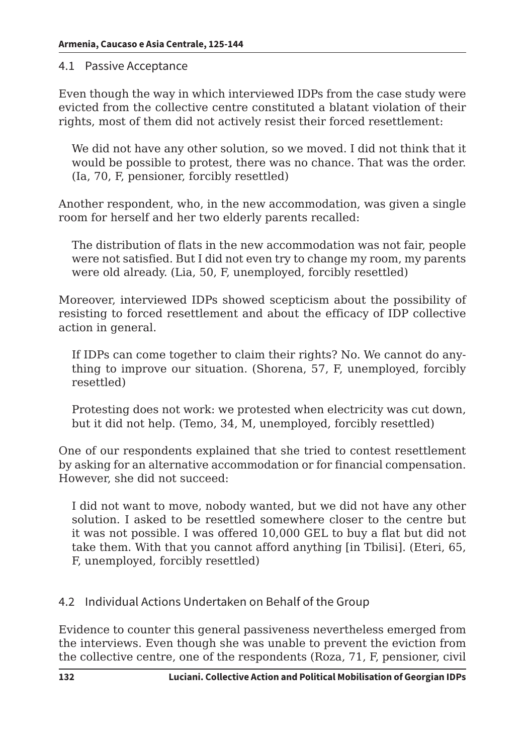## 4.1 Passive Acceptance

Even though the way in which interviewed IDPs from the case study were evicted from the collective centre constituted a blatant violation of their rights, most of them did not actively resist their forced resettlement:

> We did not have any other solution, so we moved. I did not think that it would be possible to protest, there was no chance. That was the order. (Ia, 70, F, pensioner, forcibly resettled)

Another respondent, who, in the new accommodation, was given a single room for herself and her two elderly parents recalled:

> The distribution of flats in the new accommodation was not fair, people were not satisfied. But I did not even try to change my room, my parents were old already. (Lia, 50, F, unemployed, forcibly resettled)

Moreover, interviewed IDPs showed scepticism about the possibility of resisting to forced resettlement and about the efficacy of IDP collective action in general.

> If IDPs can come together to claim their rights? No. We cannot do anything to improve our situation. (Shorena, 57, F, unemployed, forcibly resettled)

> Protesting does not work: we protested when electricity was cut down, but it did not help. (Temo, 34, M, unemployed, forcibly resettled)

One of our respondents explained that she tried to contest resettlement by asking for an alternative accommodation or for financial compensation. However, she did not succeed:

> I did not want to move, nobody wanted, but we did not have any other solution. I asked to be resettled somewhere closer to the centre but it was not possible. I was offered 10,000 GEL to buy a flat but did not take them. With that you cannot afford anything [in Tbilisi]. (Eteri, 65, F, unemployed, forcibly resettled)

## 4.2 Individual Actions Undertaken on Behalf of the Group

Evidence to counter this general passiveness nevertheless emerged from the interviews. Even though she was unable to prevent the eviction from the collective centre, one of the respondents (Roza, 71, F, pensioner, civil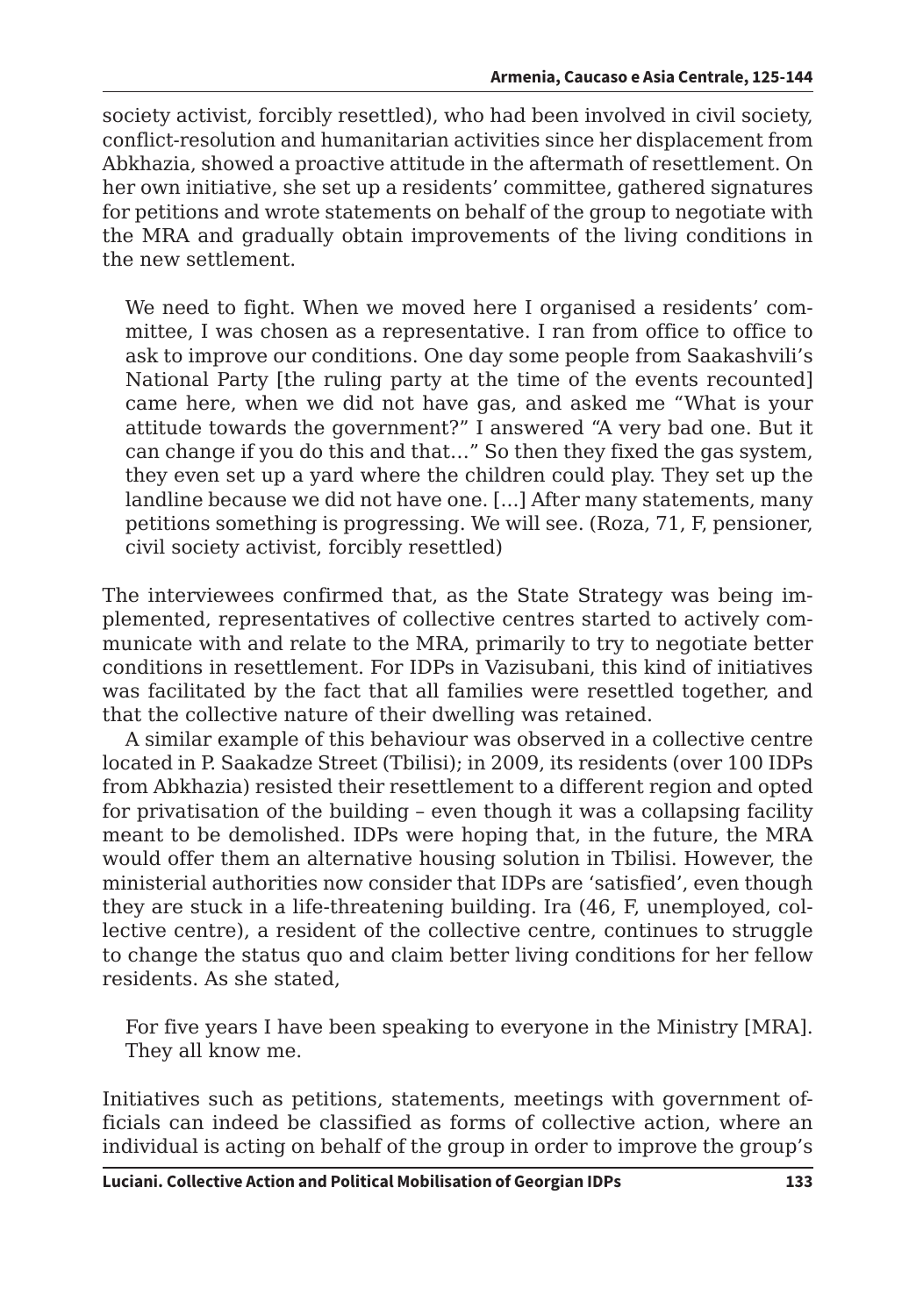society activist, forcibly resettled), who had been involved in civil society, conflict-resolution and humanitarian activities since her displacement from Abkhazia, showed a proactive attitude in the aftermath of resettlement. On her own initiative, she set up a residents' committee, gathered signatures for petitions and wrote statements on behalf of the group to negotiate with the MRA and gradually obtain improvements of the living conditions in the new settlement.

> We need to fight. When we moved here I organised a residents' committee, I was chosen as a representative. I ran from office to office to ask to improve our conditions. One day some people from Saakashvili's National Party [the ruling party at the time of the events recounted] came here, when we did not have gas, and asked me "What is your attitude towards the government?" I answered "A very bad one. But it can change if you do this and that…" So then they fixed the gas system, they even set up a yard where the children could play. They set up the landline because we did not have one. […] After many statements, many petitions something is progressing. We will see. (Roza, 71, F, pensioner, civil society activist, forcibly resettled)

The interviewees confirmed that, as the State Strategy was being implemented, representatives of collective centres started to actively communicate with and relate to the MRA, primarily to try to negotiate better conditions in resettlement. For IDPs in Vazisubani, this kind of initiatives was facilitated by the fact that all families were resettled together, and that the collective nature of their dwelling was retained.

A similar example of this behaviour was observed in a collective centre located in P. Saakadze Street (Tbilisi); in 2009, its residents (over 100 IDPs from Abkhazia) resisted their resettlement to a different region and opted for privatisation of the building – even though it was a collapsing facility meant to be demolished. IDPs were hoping that, in the future, the MRA would offer them an alternative housing solution in Tbilisi. However, the ministerial authorities now consider that IDPs are 'satisfied', even though they are stuck in a life-threatening building. Ira (46, F, unemployed, collective centre), a resident of the collective centre, continues to struggle to change the status quo and claim better living conditions for her fellow residents. As she stated,

> For five years I have been speaking to everyone in the Ministry [MRA]. They all know me.

Initiatives such as petitions, statements, meetings with government officials can indeed be classified as forms of collective action, where an individual is acting on behalf of the group in order to improve the group's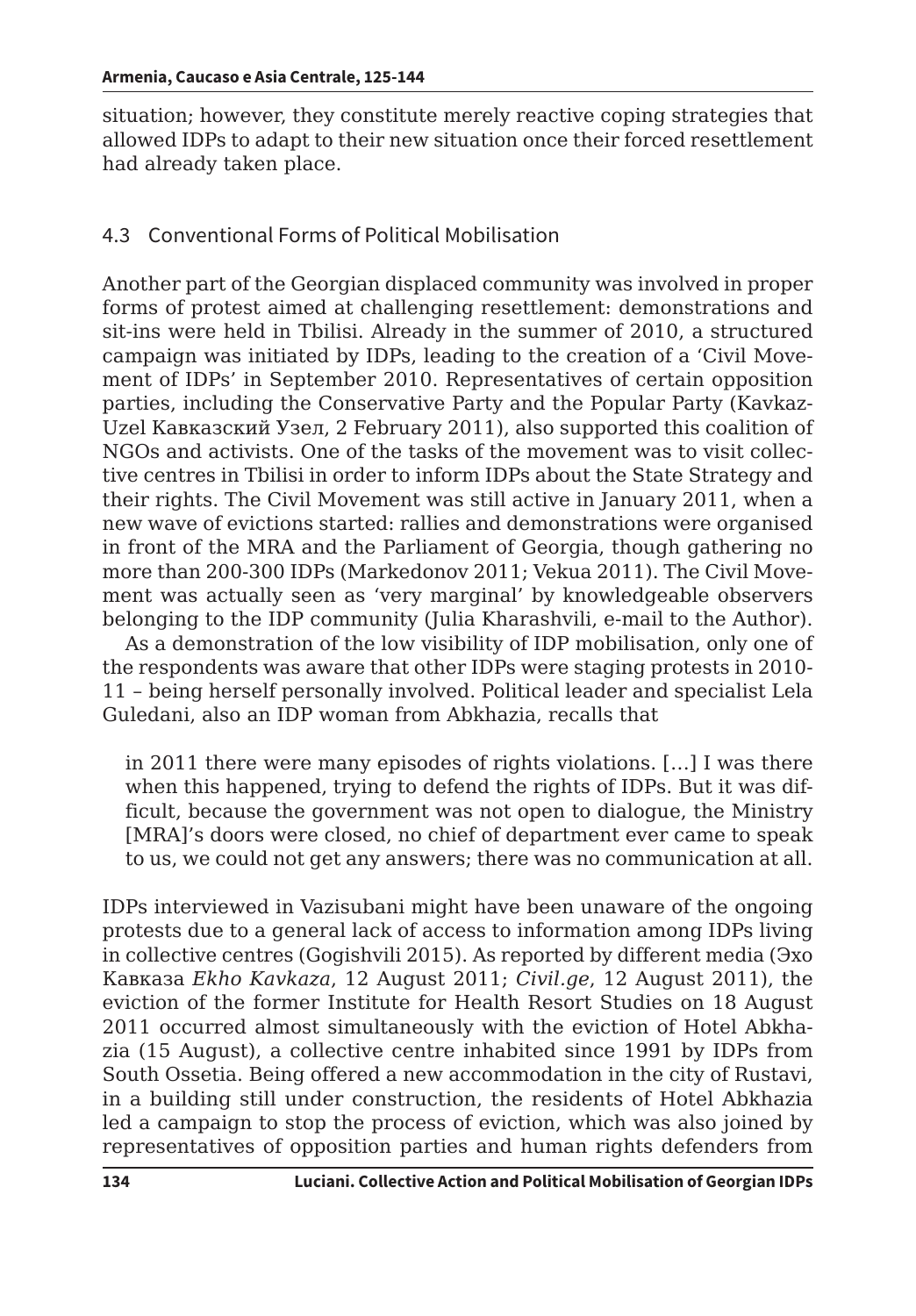situation; however, they constitute merely reactive coping strategies that allowed IDPs to adapt to their new situation once their forced resettlement had already taken place.

### 4.3 Conventional Forms of Political Mobilisation

Another part of the Georgian displaced community was involved in proper forms of protest aimed at challenging resettlement: demonstrations and sit-ins were held in Tbilisi. Already in the summer of 2010, a structured campaign was initiated by IDPs, leading to the creation of a 'Civil Movement of IDPs' in September 2010. Representatives of certain opposition parties, including the Conservative Party and the Popular Party (Kavkaz-Uzel Кавказский Узел, 2 February 2011), also supported this coalition of NGOs and activists. One of the tasks of the movement was to visit collective centres in Tbilisi in order to inform IDPs about the State Strategy and their rights. The Civil Movement was still active in January 2011, when a new wave of evictions started: rallies and demonstrations were organised in front of the MRA and the Parliament of Georgia, though gathering no more than 200-300 IDPs (Markedonov 2011; Vekua 2011). The Civil Movement was actually seen as 'very marginal' by knowledgeable observers belonging to the IDP community (Julia Kharashvili, e-mail to the Author).

As a demonstration of the low visibility of IDP mobilisation, only one of the respondents was aware that other IDPs were staging protests in 2010-11 – being herself personally involved. Political leader and specialist Lela Guledani, also an IDP woman from Abkhazia, recalls that

> in 2011 there were many episodes of rights violations. […] I was there when this happened, trying to defend the rights of IDPs. But it was difficult, because the government was not open to dialogue, the Ministry [MRA]'s doors were closed, no chief of department ever came to speak to us, we could not get any answers; there was no communication at all.

IDPs interviewed in Vazisubani might have been unaware of the ongoing protests due to a general lack of access to information among IDPs living in collective centres (Gogishvili 2015). As reported by different media (Эхо Кавказа *Ekho Kavkaza*, 12 August 2011; *Civil.ge*, 12 August 2011), the eviction of the former Institute for Health Resort Studies on 18 August 2011 occurred almost simultaneously with the eviction of Hotel Abkhazia (15 August), a collective centre inhabited since 1991 by IDPs from South Ossetia. Being offered a new accommodation in the city of Rustavi, in a building still under construction, the residents of Hotel Abkhazia led a campaign to stop the process of eviction, which was also joined by representatives of opposition parties and human rights defenders from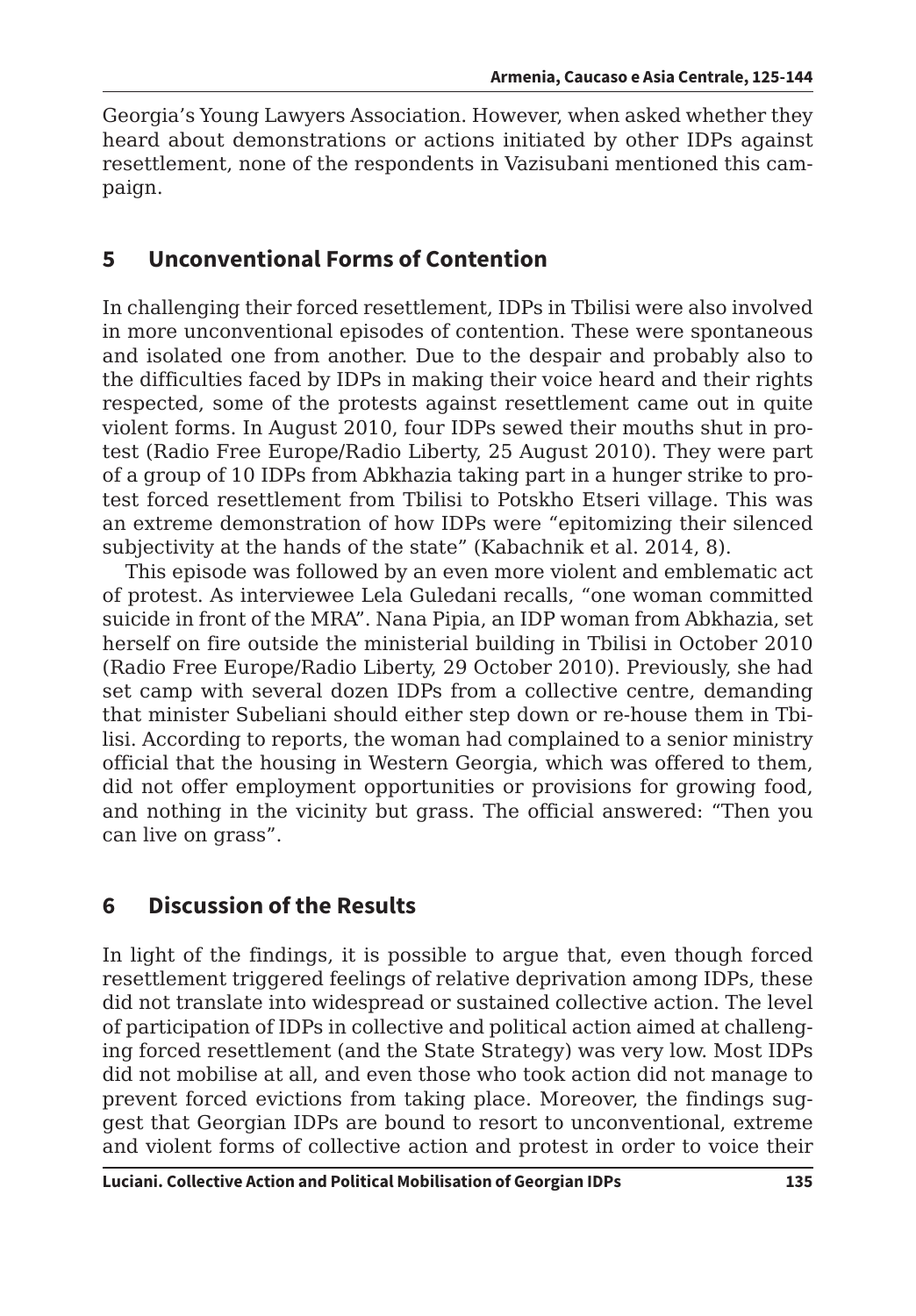Georgia's Young Lawyers Association. However, when asked whether they heard about demonstrations or actions initiated by other IDPs against resettlement, none of the respondents in Vazisubani mentioned this campaign.

## 5 Unconventional Forms of Contention

In challenging their forced resettlement, IDPs in Tbilisi were also involved in more unconventional episodes of contention. These were spontaneous and isolated one from another. Due to the despair and probably also to the difficulties faced by IDPs in making their voice heard and their rights respected, some of the protests against resettlement came out in quite violent forms. In August 2010, four IDPs sewed their mouths shut in protest (Radio Free Europe/Radio Liberty, 25 August 2010). They were part of a group of 10 IDPs from Abkhazia taking part in a hunger strike to protest forced resettlement from Tbilisi to Potskho Etseri village. This was an extreme demonstration of how IDPs were "epitomizing their silenced subjectivity at the hands of the state" (Kabachnik et al. 2014, 8).

This episode was followed by an even more violent and emblematic act of protest. As interviewee Lela Guledani recalls, "one woman committed suicide in front of the MRA". Nana Pipia, an IDP woman from Abkhazia, set herself on fire outside the ministerial building in Tbilisi in October 2010 (Radio Free Europe/Radio Liberty, 29 October 2010). Previously, she had set camp with several dozen IDPs from a collective centre, demanding that minister Subeliani should either step down or re-house them in Tbilisi. According to reports, the woman had complained to a senior ministry official that the housing in Western Georgia, which was offered to them, did not offer employment opportunities or provisions for growing food, and nothing in the vicinity but grass. The official answered: "Then you can live on grass".

## 6 Discussion of the Results

In light of the findings, it is possible to argue that, even though forced resettlement triggered feelings of relative deprivation among IDPs, these did not translate into widespread or sustained collective action. The level of participation of IDPs in collective and political action aimed at challenging forced resettlement (and the State Strategy) was very low. Most IDPs did not mobilise at all, and even those who took action did not manage to prevent forced evictions from taking place. Moreover, the findings suggest that Georgian IDPs are bound to resort to unconventional, extreme and violent forms of collective action and protest in order to voice their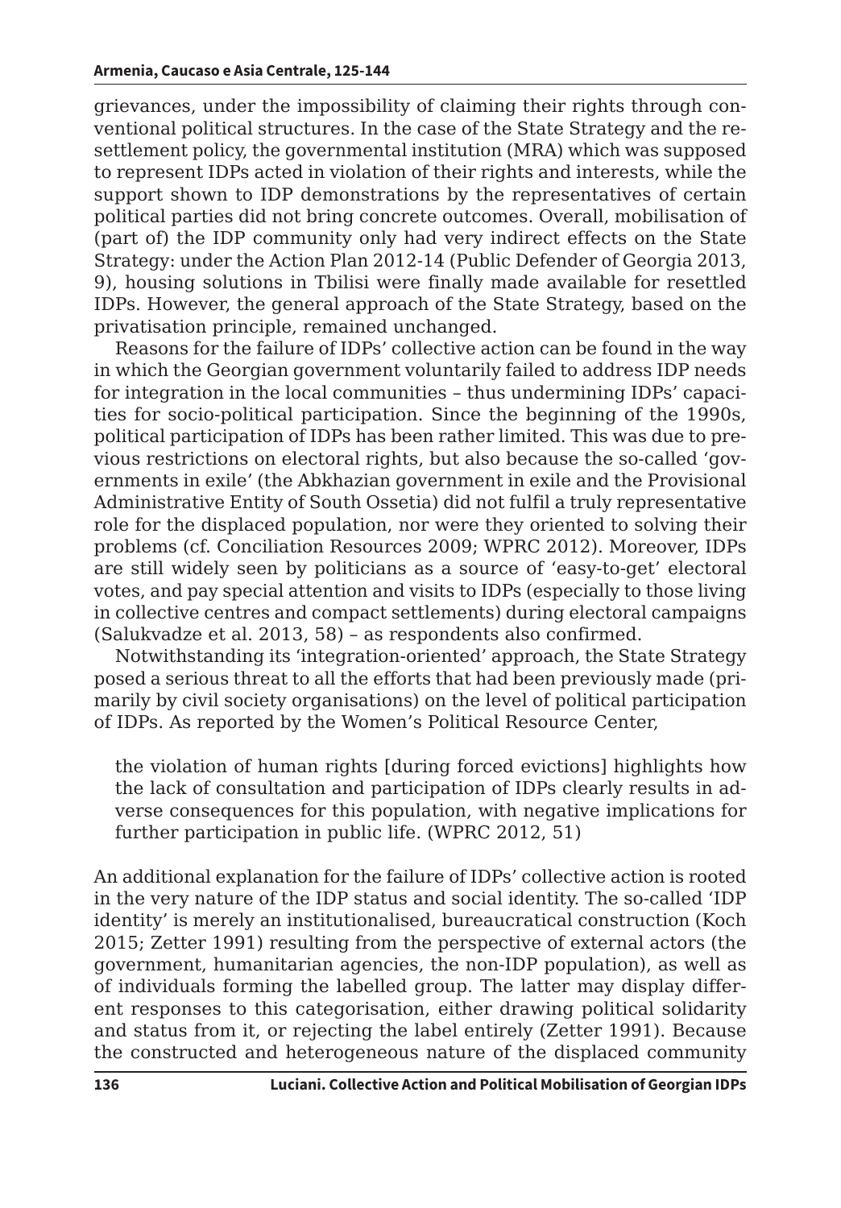grievances, under the impossibility of claiming their rights through conventional political structures. In the case of the State Strategy and the resettlement policy, the governmental institution (MRA) which was supposed to represent IDPs acted in violation of their rights and interests, while the support shown to IDP demonstrations by the representatives of certain political parties did not bring concrete outcomes. Overall, mobilisation of (part of) the IDP community only had very indirect effects on the State Strategy: under the Action Plan 2012-14 (Public Defender of Georgia 2013, 9), housing solutions in Tbilisi were finally made available for resettled IDPs. However, the general approach of the State Strategy, based on the privatisation principle, remained unchanged.

Reasons for the failure of IDPs' collective action can be found in the way in which the Georgian government voluntarily failed to address IDP needs for integration in the local communities – thus undermining IDPs' capacities for socio-political participation. Since the beginning of the 1990s, political participation of IDPs has been rather limited. This was due to previous restrictions on electoral rights, but also because the so-called 'governments in exile' (the Abkhazian government in exile and the Provisional Administrative Entity of South Ossetia) did not fulfil a truly representative role for the displaced population, nor were they oriented to solving their problems (cf. Conciliation Resources 2009; WPRC 2012). Moreover, IDPs are still widely seen by politicians as a source of 'easy-to-get' electoral votes, and pay special attention and visits to IDPs (especially to those living in collective centres and compact settlements) during electoral campaigns (Salukvadze et al. 2013, 58) – as respondents also confirmed.

Notwithstanding its 'integration-oriented' approach, the State Strategy posed a serious threat to all the efforts that had been previously made (primarily by civil society organisations) on the level of political participation of IDPs. As reported by the Women's Political Resource Center,

> the violation of human rights [during forced evictions] highlights how the lack of consultation and participation of IDPs clearly results in adverse consequences for this population, with negative implications for further participation in public life. (WPRC 2012, 51)

An additional explanation for the failure of IDPs' collective action is rooted in the very nature of the IDP status and social identity. The so-called 'IDP identity' is merely an institutionalised, bureaucratical construction (Koch 2015; Zetter 1991) resulting from the perspective of external actors (the government, humanitarian agencies, the non-IDP population), as well as of individuals forming the labelled group. The latter may display different responses to this categorisation, either drawing political solidarity and status from it, or rejecting the label entirely (Zetter 1991). Because the constructed and heterogeneous nature of the displaced community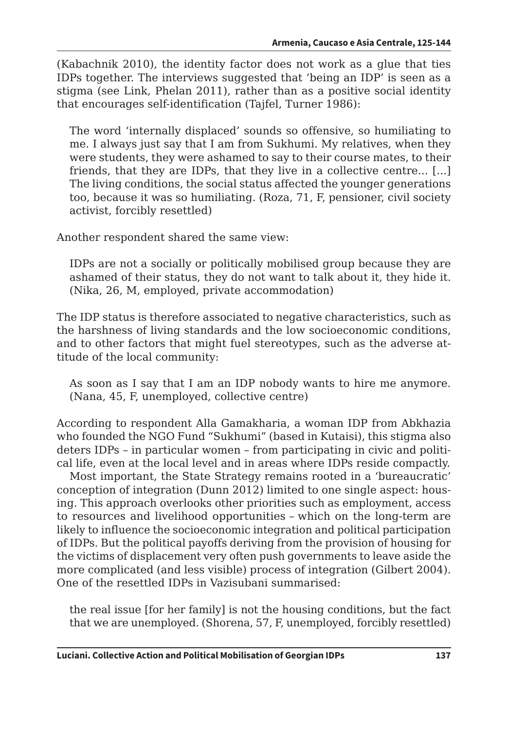(Kabachnik 2010), the identity factor does not work as a glue that ties IDPs together. The interviews suggested that 'being an IDP' is seen as a stigma (see Link, Phelan 2011), rather than as a positive social identity that encourages self-identification (Tajfel, Turner 1986):

> The word 'internally displaced' sounds so offensive, so humiliating to me. I always just say that I am from Sukhumi. My relatives, when they were students, they were ashamed to say to their course mates, to their friends, that they are IDPs, that they live in a collective centre... [...] The living conditions, the social status affected the younger generations too, because it was so humiliating. (Roza, 71, F, pensioner, civil society activist, forcibly resettled)

Another respondent shared the same view:

> IDPs are not a socially or politically mobilised group because they are ashamed of their status, they do not want to talk about it, they hide it. (Nika, 26, M, employed, private accommodation)

The IDP status is therefore associated to negative characteristics, such as the harshness of living standards and the low socioeconomic conditions, and to other factors that might fuel stereotypes, such as the adverse attitude of the local community:

> As soon as I say that I am an IDP nobody wants to hire me anymore. (Nana, 45, F, unemployed, collective centre)

According to respondent Alla Gamakharia, a woman IDP from Abkhazia who founded the NGO Fund "Sukhumi" (based in Kutaisi), this stigma also deters IDPs – in particular women – from participating in civic and political life, even at the local level and in areas where IDPs reside compactly.

Most important, the State Strategy remains rooted in a 'bureaucratic' conception of integration (Dunn 2012) limited to one single aspect: housing. This approach overlooks other priorities such as employment, access to resources and livelihood opportunities – which on the long-term are likely to influence the socioeconomic integration and political participation of IDPs. But the political payoffs deriving from the provision of housing for the victims of displacement very often push governments to leave aside the more complicated (and less visible) process of integration (Gilbert 2004). One of the resettled IDPs in Vazisubani summarised:

> the real issue [for her family] is not the housing conditions, but the fact that we are unemployed. (Shorena, 57, F, unemployed, forcibly resettled)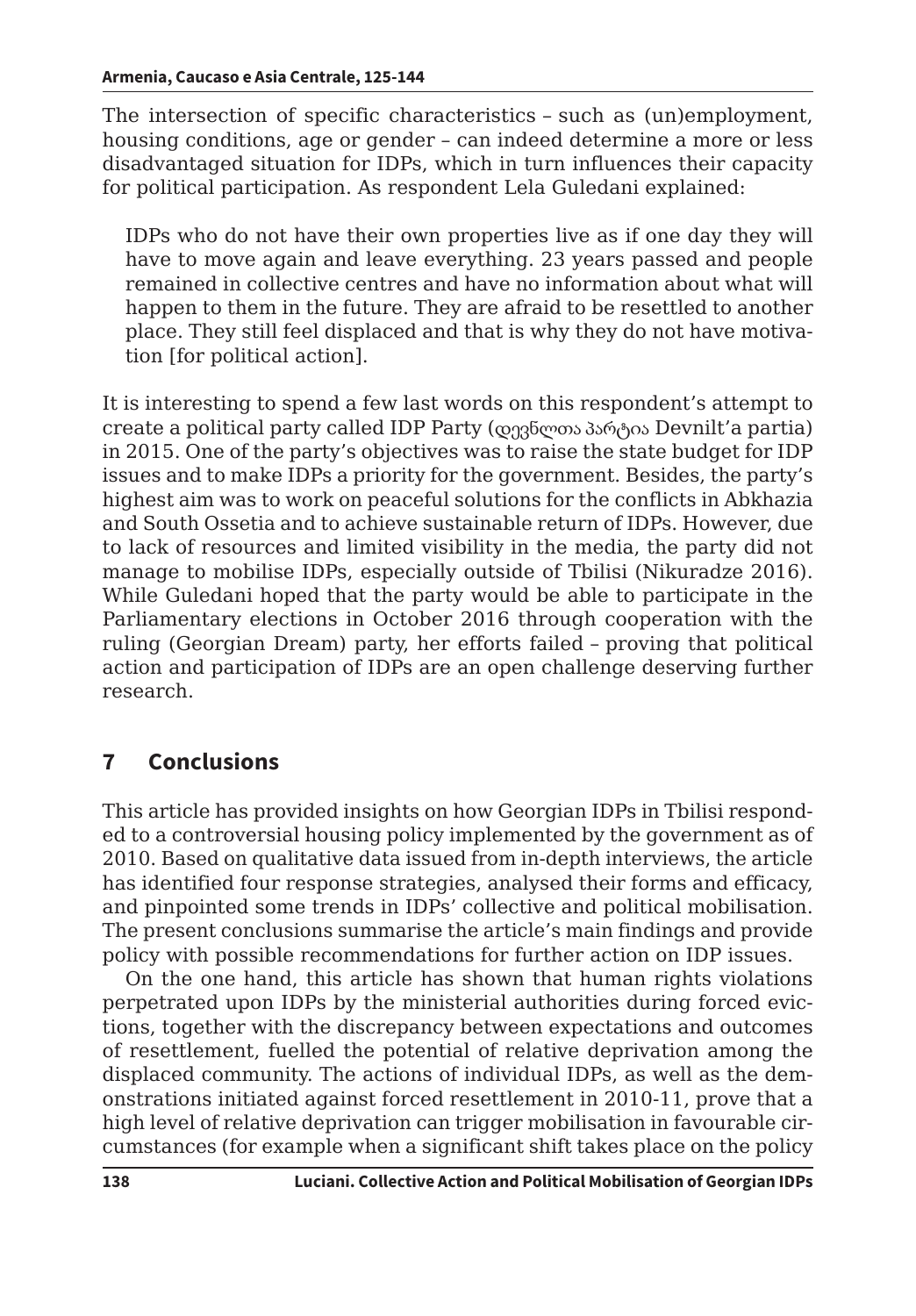The intersection of specific characteristics – such as (un)employment, housing conditions, age or gender – can indeed determine a more or less disadvantaged situation for IDPs, which in turn influences their capacity for political participation. As respondent Lela Guledani explained:

> IDPs who do not have their own properties live as if one day they will have to move again and leave everything. 23 years passed and people remained in collective centres and have no information about what will happen to them in the future. They are afraid to be resettled to another place. They still feel displaced and that is why they do not have motivation [for political action].

It is interesting to spend a few last words on this respondent's attempt to create a political party called IDP Party (დევნილთა პარტია Devnilt'a partia) in 2015. One of the party's objectives was to raise the state budget for IDP issues and to make IDPs a priority for the government. Besides, the party's highest aim was to work on peaceful solutions for the conflicts in Abkhazia and South Ossetia and to achieve sustainable return of IDPs. However, due to lack of resources and limited visibility in the media, the party did not manage to mobilise IDPs, especially outside of Tbilisi (Nikuradze 2016). While Guledani hoped that the party would be able to participate in the Parliamentary elections in October 2016 through cooperation with the ruling (Georgian Dream) party, her efforts failed – proving that political action and participation of IDPs are an open challenge deserving further research.

## 7 Conclusions

This article has provided insights on how Georgian IDPs in Tbilisi responded to a controversial housing policy implemented by the government as of 2010. Based on qualitative data issued from in-depth interviews, the article has identified four response strategies, analysed their forms and efficacy, and pinpointed some trends in IDPs' collective and political mobilisation. The present conclusions summarise the article's main findings and provide policy with possible recommendations for further action on IDP issues.

On the one hand, this article has shown that human rights violations perpetrated upon IDPs by the ministerial authorities during forced evictions, together with the discrepancy between expectations and outcomes of resettlement, fuelled the potential of relative deprivation among the displaced community. The actions of individual IDPs, as well as the demonstrations initiated against forced resettlement in 2010-11, prove that a high level of relative deprivation can trigger mobilisation in favourable circumstances (for example when a significant shift takes place on the policy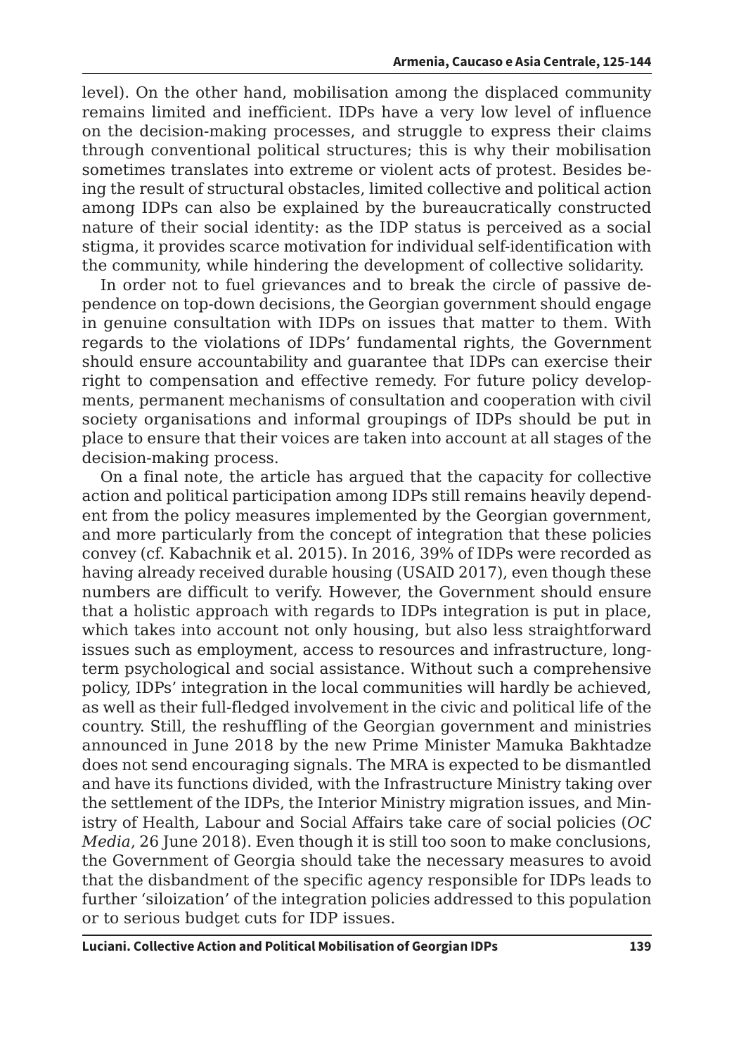level). On the other hand, mobilisation among the displaced community remains limited and inefficient. IDPs have a very low level of influence on the decision-making processes, and struggle to express their claims through conventional political structures; this is why their mobilisation sometimes translates into extreme or violent acts of protest. Besides being the result of structural obstacles, limited collective and political action among IDPs can also be explained by the bureaucratically constructed nature of their social identity: as the IDP status is perceived as a social stigma, it provides scarce motivation for individual self-identification with the community, while hindering the development of collective solidarity.

In order not to fuel grievances and to break the circle of passive dependence on top-down decisions, the Georgian government should engage in genuine consultation with IDPs on issues that matter to them. With regards to the violations of IDPs' fundamental rights, the Government should ensure accountability and guarantee that IDPs can exercise their right to compensation and effective remedy. For future policy developments, permanent mechanisms of consultation and cooperation with civil society organisations and informal groupings of IDPs should be put in place to ensure that their voices are taken into account at all stages of the decision-making process.

On a final note, the article has argued that the capacity for collective action and political participation among IDPs still remains heavily dependent from the policy measures implemented by the Georgian government, and more particularly from the concept of integration that these policies convey (cf. Kabachnik et al. 2015). In 2016, 39% of IDPs were recorded as having already received durable housing (USAID 2017), even though these numbers are difficult to verify. However, the Government should ensure that a holistic approach with regards to IDPs integration is put in place, which takes into account not only housing, but also less straightforward issues such as employment, access to resources and infrastructure, long-term psychological and social assistance. Without such a comprehensive policy, IDPs' integration in the local communities will hardly be achieved, as well as their full-fledged involvement in the civic and political life of the country. Still, the reshuffling of the Georgian government and ministries announced in June 2018 by the new Prime Minister Mamuka Bakhtadze does not send encouraging signals. The MRA is expected to be dismantled and have its functions divided, with the Infrastructure Ministry taking over the settlement of the IDPs, the Interior Ministry migration issues, and Ministry of Health, Labour and Social Affairs take care of social policies (*OC Media*, 26 June 2018). Even though it is still too soon to make conclusions, the Government of Georgia should take the necessary measures to avoid that the disbandment of the specific agency responsible for IDPs leads to further 'siloization' of the integration policies addressed to this population or to serious budget cuts for IDP issues.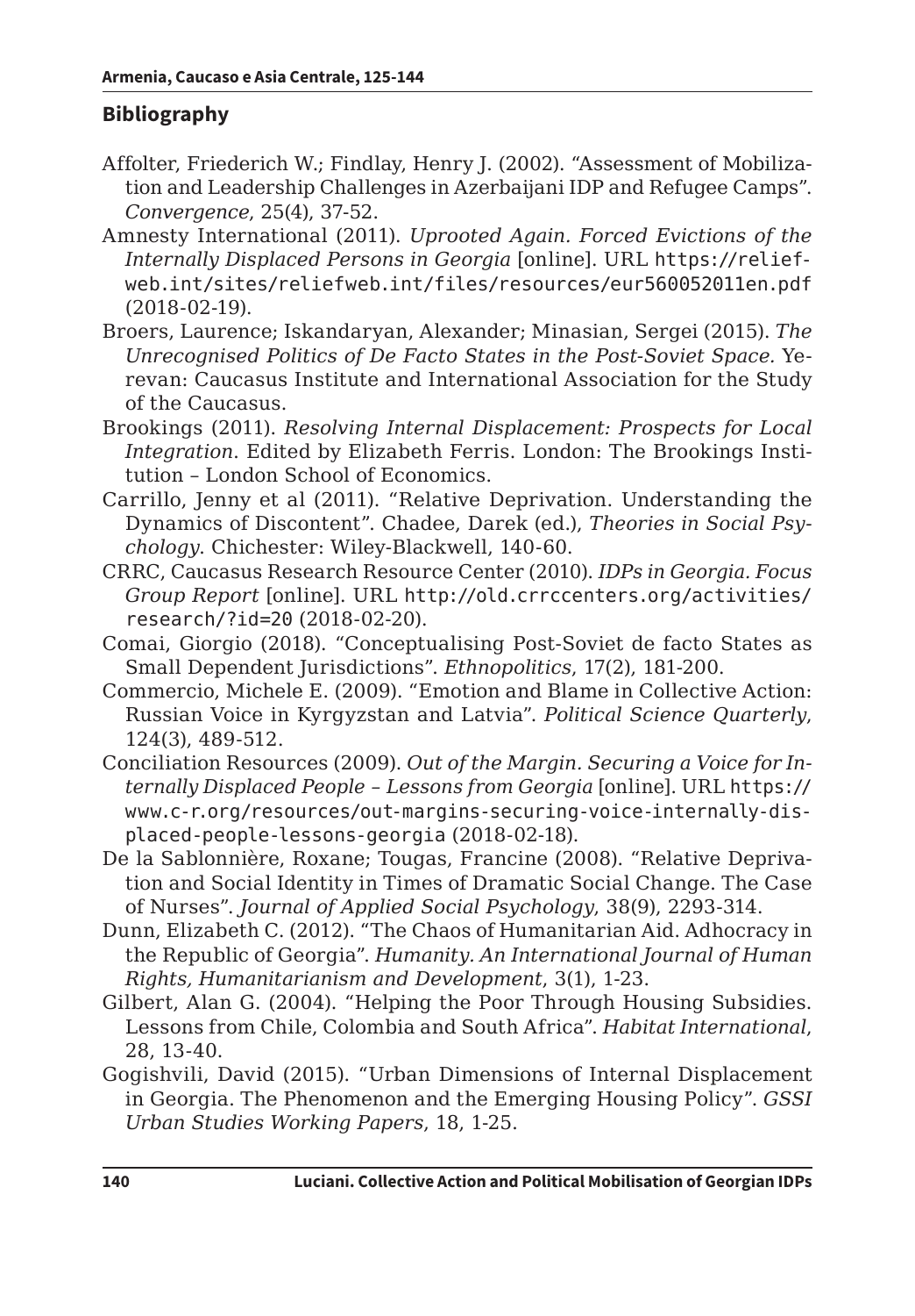## Bibliography

Affolter, Friederich W.; Findlay, Henry J. (2002). "Assessment of Mobilization and Leadership Challenges in Azerbaijani IDP and Refugee Camps". *Convergence*, 25(4), 37-52.

Amnesty International (2011). *Uprooted Again. Forced Evictions of the Internally Displaced Persons in Georgia* [online]. URL https://reliefweb.int/sites/reliefweb.int/files/resources/eur560052011en.pdf (2018-02-19).

Broers, Laurence; Iskandaryan, Alexander; Minasian, Sergei (2015). *The Unrecognised Politics of De Facto States in the Post-Soviet Space.* Yerevan: Caucasus Institute and International Association for the Study of the Caucasus.

Brookings (2011). *Resolving Internal Displacement: Prospects for Local Integration*. Edited by Elizabeth Ferris. London: The Brookings Institution – London School of Economics.

Carrillo, Jenny et al (2011). "Relative Deprivation. Understanding the Dynamics of Discontent". Chadee, Darek (ed.), *Theories in Social Psychology*. Chichester: Wiley-Blackwell, 140-60.

CRRC, Caucasus Research Resource Center (2010). *IDPs in Georgia. Focus Group Report* [online]. URL http://old.crrccenters.org/activities/research/?id=20 (2018-02-20).

Comai, Giorgio (2018). "Conceptualising Post-Soviet de facto States as Small Dependent Jurisdictions". *Ethnopolitics*, 17(2), 181-200.

Commercio, Michele E. (2009). "Emotion and Blame in Collective Action: Russian Voice in Kyrgyzstan and Latvia". *Political Science Quarterly*, 124(3), 489-512.

Conciliation Resources (2009). *Out of the Margin. Securing a Voice for Internally Displaced People – Lessons from Georgia* [online]. URL https://www.c-r.org/resources/out-margins-securing-voice-internally-displaced-people-lessons-georgia (2018-02-18).

De la Sablonnière, Roxane; Tougas, Francine (2008). "Relative Deprivation and Social Identity in Times of Dramatic Social Change. The Case of Nurses". *Journal of Applied Social Psychology*, 38(9), 2293-314.

Dunn, Elizabeth C. (2012). "The Chaos of Humanitarian Aid. Adhocracy in the Republic of Georgia". *Humanity. An International Journal of Human Rights, Humanitarianism and Development*, 3(1), 1-23.

Gilbert, Alan G. (2004). "Helping the Poor Through Housing Subsidies. Lessons from Chile, Colombia and South Africa". *Habitat International*, 28, 13-40.

Gogishvili, David (2015). "Urban Dimensions of Internal Displacement in Georgia. The Phenomenon and the Emerging Housing Policy". *GSSI Urban Studies Working Papers*, 18, 1-25.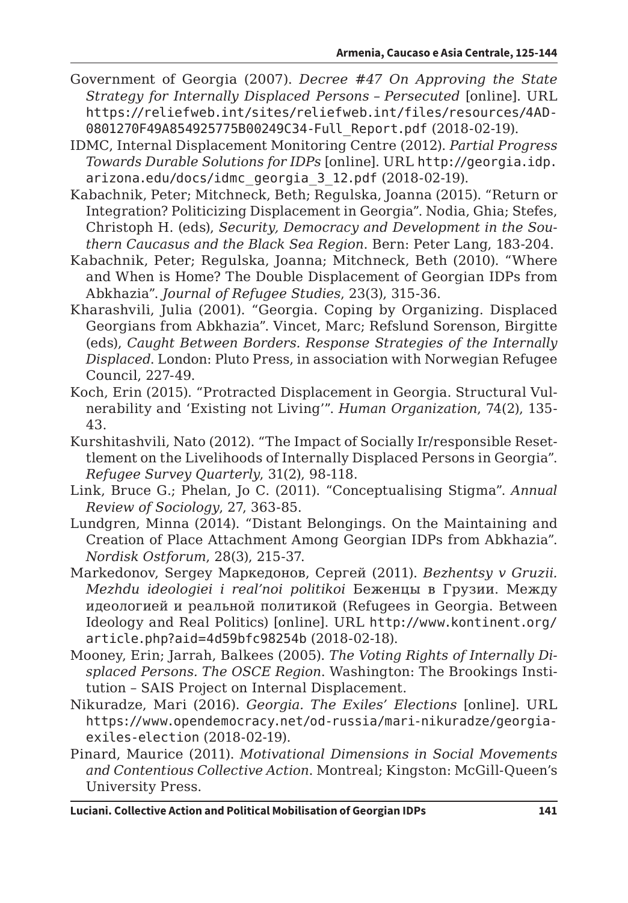Government of Georgia (2007). *Decree #47 On Approving the State Strategy for Internally Displaced Persons – Persecuted* [online]. URL https://reliefweb.int/sites/reliefweb.int/files/resources/4AD0801270F49A854925775B00249C34-Full_Report.pdf (2018-02-19).

IDMC, Internal Displacement Monitoring Centre (2012). *Partial Progress Towards Durable Solutions for IDPs* [online]. URL http://georgia.idp.arizona.edu/docs/idmc_georgia_3_12.pdf (2018-02-19).

Kabachnik, Peter; Mitchneck, Beth; Regulska, Joanna (2015). "Return or Integration? Politicizing Displacement in Georgia". Nodia, Ghia; Stefes, Christoph H. (eds), *Security, Democracy and Development in the Southern Caucasus and the Black Sea Region*. Bern: Peter Lang, 183-204.

Kabachnik, Peter; Regulska, Joanna; Mitchneck, Beth (2010). "Where and When is Home? The Double Displacement of Georgian IDPs from Abkhazia". *Journal of Refugee Studies*, 23(3), 315-36.

Kharashvili, Julia (2001). "Georgia. Coping by Organizing. Displaced Georgians from Abkhazia". Vincet, Marc; Refslund Sorenson, Birgitte (eds), *Caught Between Borders. Response Strategies of the Internally Displaced*. London: Pluto Press, in association with Norwegian Refugee Council, 227-49.

Koch, Erin (2015). "Protracted Displacement in Georgia. Structural Vulnerability and 'Existing not Living'". *Human Organization*, 74(2), 135-43.

Kurshitashvili, Nato (2012). "The Impact of Socially Ir/responsible Resettlement on the Livelihoods of Internally Displaced Persons in Georgia". *Refugee Survey Quarterly*, 31(2), 98-118.

Link, Bruce G.; Phelan, Jo C. (2011). "Conceptualising Stigma". *Annual Review of Sociology*, 27, 363-85.

Lundgren, Minna (2014). "Distant Belongings. On the Maintaining and Creation of Place Attachment Among Georgian IDPs from Abkhazia". *Nordisk Ostforum*, 28(3), 215-37.

Markedonov, Sergey Маркедонов, Сергей (2011). *Bezhentsy v Gruzii. Mezhdu ideologiei i real'noi politikoi* Беженцы в Грузии. Между идеологией и реальной политикой (Refugees in Georgia. Between Ideology and Real Politics) [online]. URL http://www.kontinent.org/article.php?aid=4d59bfc98254b (2018-02-18).

Mooney, Erin; Jarrah, Balkees (2005). *The Voting Rights of Internally Displaced Persons. The OSCE Region*. Washington: The Brookings Institution – SAIS Project on Internal Displacement.

Nikuradze, Mari (2016). *Georgia. The Exiles' Elections* [online]. URL https://www.opendemocracy.net/od-russia/mari-nikuradze/georgia-exiles-election (2018-02-19).

Pinard, Maurice (2011). *Motivational Dimensions in Social Movements and Contentious Collective Action*. Montreal; Kingston: McGill-Queen's University Press.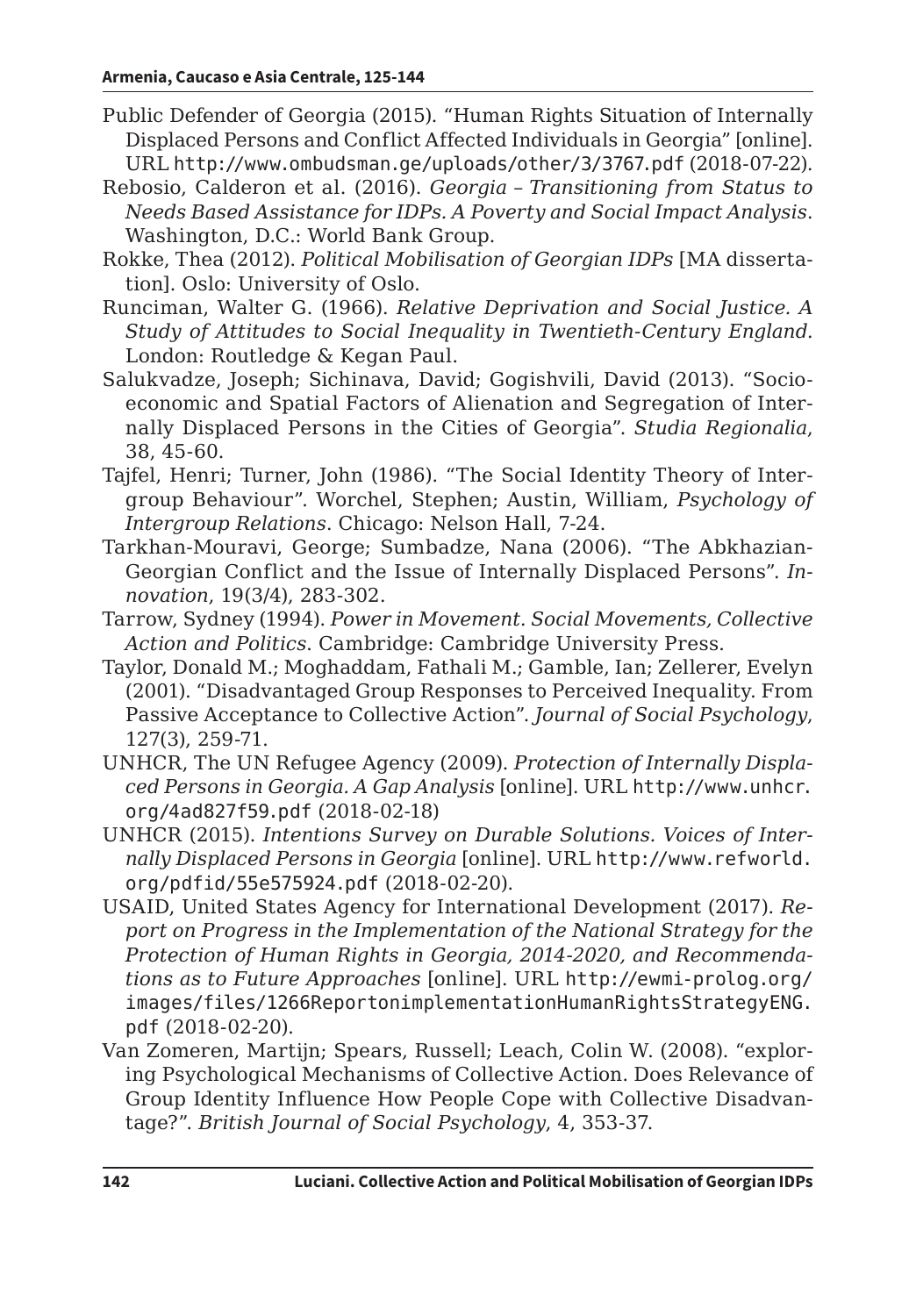Public Defender of Georgia (2015). "Human Rights Situation of Internally Displaced Persons and Conflict Affected Individuals in Georgia" [online]. URL http://www.ombudsman.ge/uploads/other/3/3767.pdf (2018-07-22).

Rebosio, Calderon et al. (2016). *Georgia – Transitioning from Status to Needs Based Assistance for IDPs. A Poverty and Social Impact Analysis*. Washington, D.C.: World Bank Group.

Rokke, Thea (2012). *Political Mobilisation of Georgian IDPs* [MA dissertation]. Oslo: University of Oslo.

Runciman, Walter G. (1966). *Relative Deprivation and Social Justice. A Study of Attitudes to Social Inequality in Twentieth-Century England*. London: Routledge & Kegan Paul.

Salukvadze, Joseph; Sichinava, David; Gogishvili, David (2013). "Socio-economic and Spatial Factors of Alienation and Segregation of Internally Displaced Persons in the Cities of Georgia". *Studia Regionalia*, 38, 45-60.

Tajfel, Henri; Turner, John (1986). "The Social Identity Theory of Intergroup Behaviour". Worchel, Stephen; Austin, William, *Psychology of Intergroup Relations*. Chicago: Nelson Hall, 7-24.

Tarkhan-Mouravi, George; Sumbadze, Nana (2006). "The Abkhazian-Georgian Conflict and the Issue of Internally Displaced Persons". *Innovation*, 19(3/4), 283-302.

Tarrow, Sydney (1994). *Power in Movement. Social Movements, Collective Action and Politics*. Cambridge: Cambridge University Press.

Taylor, Donald M.; Moghaddam, Fathali M.; Gamble, Ian; Zellerer, Evelyn (2001). "Disadvantaged Group Responses to Perceived Inequality. From Passive Acceptance to Collective Action". *Journal of Social Psychology*, 127(3), 259-71.

UNHCR, The UN Refugee Agency (2009). *Protection of Internally Displaced Persons in Georgia. A Gap Analysis* [online]. URL http://www.unhcr.org/4ad827f59.pdf (2018-02-18)

UNHCR (2015). *Intentions Survey on Durable Solutions. Voices of Internally Displaced Persons in Georgia* [online]. URL http://www.refworld.org/pdfid/55e575924.pdf (2018-02-20).

USAID, United States Agency for International Development (2017). *Report on Progress in the Implementation of the National Strategy for the Protection of Human Rights in Georgia, 2014-2020, and Recommendations as to Future Approaches* [online]. URL http://ewmi-prolog.org/images/files/1266ReportonimplementationHumanRightsStrategyENG.pdf (2018-02-20).

Van Zomeren, Martijn; Spears, Russell; Leach, Colin W. (2008). "exploring Psychological Mechanisms of Collective Action. Does Relevance of Group Identity Influence How People Cope with Collective Disadvantage?". *British Journal of Social Psychology*, 4, 353-37.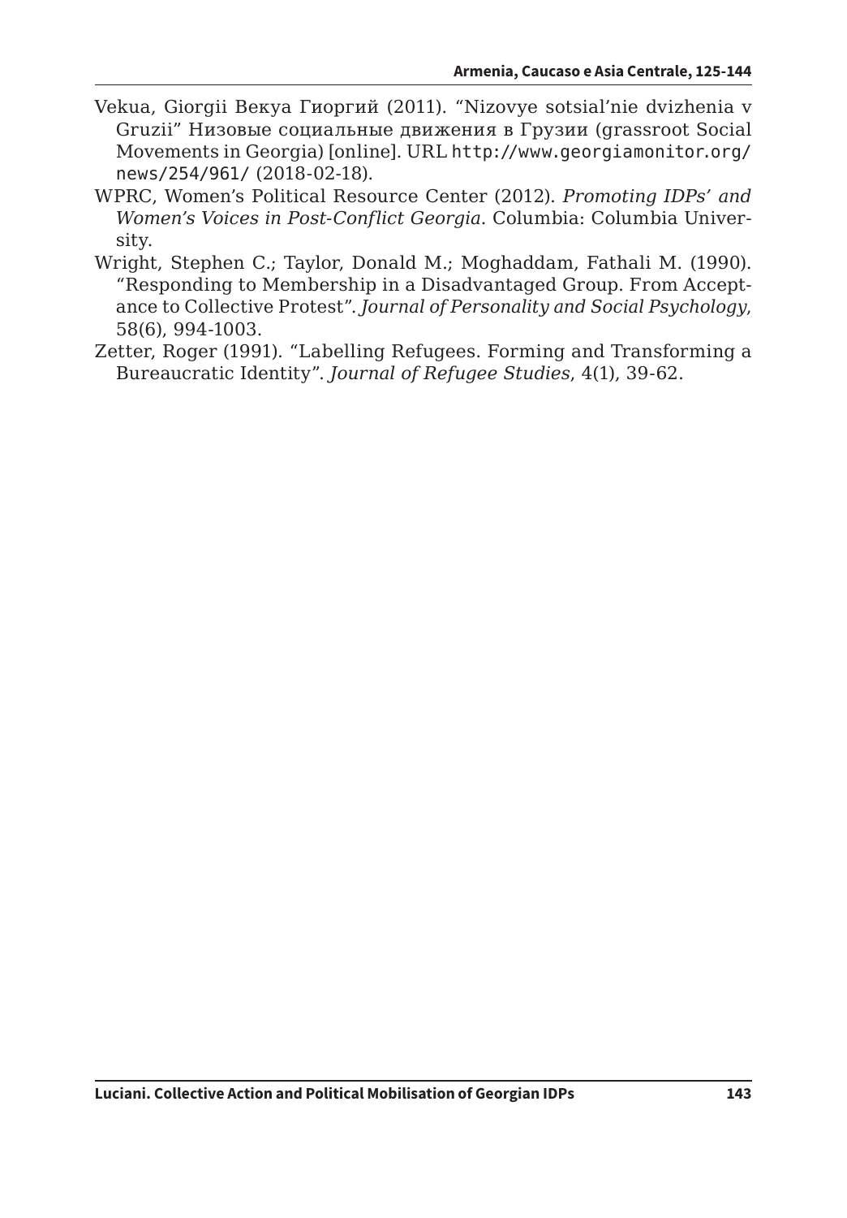Vekua, Giorgii Векуа Гиоргий (2011). "Nizovye sotsial'nie dvizhenia v Gruzii" Низовые социальные движения в Грузии (grassroot Social Movements in Georgia) [online]. URL http://www.georgiamonitor.org/news/254/961/ (2018-02-18).

WPRC, Women's Political Resource Center (2012). *Promoting IDPs' and Women's Voices in Post-Conflict Georgia*. Columbia: Columbia University.

Wright, Stephen C.; Taylor, Donald M.; Moghaddam, Fathali M. (1990). "Responding to Membership in a Disadvantaged Group. From Acceptance to Collective Protest". *Journal of Personality and Social Psychology*, 58(6), 994-1003.

Zetter, Roger (1991). "Labelling Refugees. Forming and Transforming a Bureaucratic Identity". *Journal of Refugee Studies*, 4(1), 39-62.